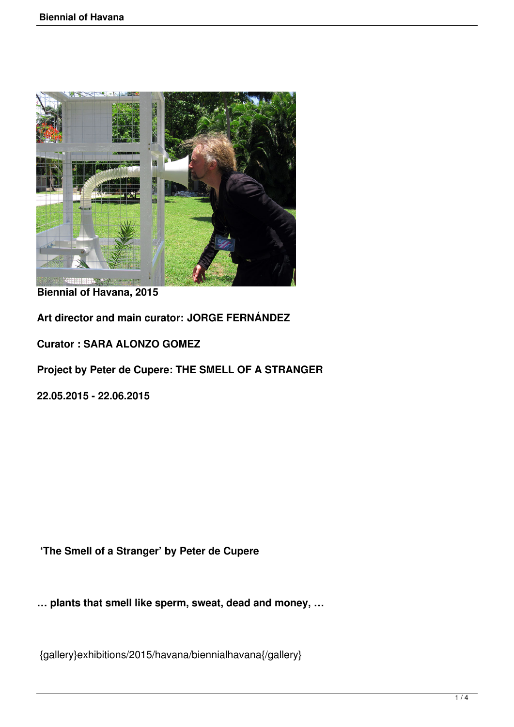**Biennial of Havana, 2015**

**Art director and main curator: JORGE FERNÁNDEZ**

**Curator : SARA ALONZO GOMEZ**

**Project by Peter de Cupere: THE SMELL OF A STRANGER**

**22.05.2015 - 22.06.2015**

**'The Smell of a Stranger' by Peter de Cupere**

**… plants that smell like sperm, sweat, dead and money, …**

{gallery}exhibitions/2015/havana/biennialhavana{/gallery}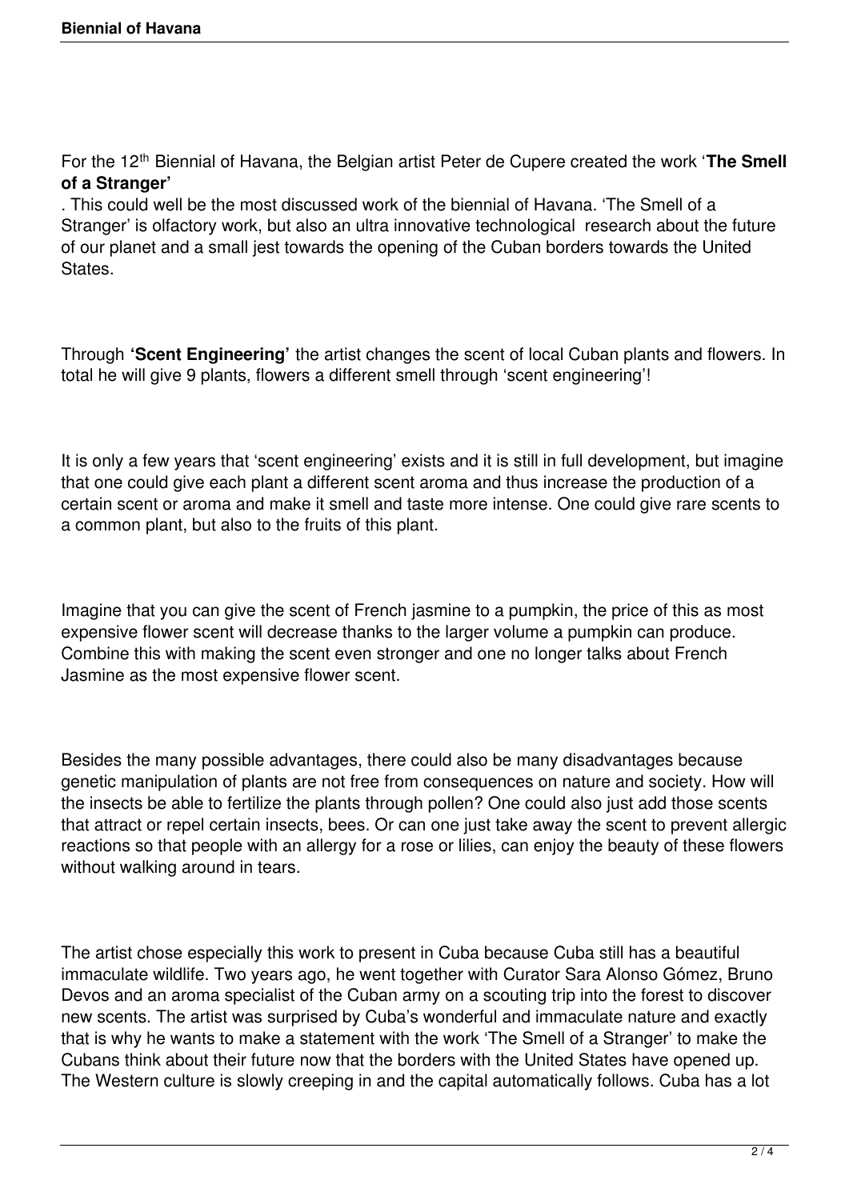For the 12th Biennial of Havana, the Belgian artist Peter de Cupere created the work '**The Smell of a Stranger'**

. This could well be the most discussed work of the biennial of Havana. 'The Smell of a Stranger' is olfactory work, but also an ultra innovative technological research about the future of our planet and a small jest towards the opening of the Cuban borders towards the United States.

Through **'Scent Engineering'** the artist changes the scent of local Cuban plants and flowers. In total he will give 9 plants, flowers a different smell through 'scent engineering'!

It is only a few years that 'scent engineering' exists and it is still in full development, but imagine that one could give each plant a different scent aroma and thus increase the production of a certain scent or aroma and make it smell and taste more intense. One could give rare scents to a common plant, but also to the fruits of this plant.

Imagine that you can give the scent of French jasmine to a pumpkin, the price of this as most expensive flower scent will decrease thanks to the larger volume a pumpkin can produce. Combine this with making the scent even stronger and one no longer talks about French Jasmine as the most expensive flower scent.

Besides the many possible advantages, there could also be many disadvantages because genetic manipulation of plants are not free from consequences on nature and society. How will the insects be able to fertilize the plants through pollen? One could also just add those scents that attract or repel certain insects, bees. Or can one just take away the scent to prevent allergic reactions so that people with an allergy for a rose or lilies, can enjoy the beauty of these flowers without walking around in tears.

The artist chose especially this work to present in Cuba because Cuba still has a beautiful immaculate wildlife. Two years ago, he went together with Curator Sara Alonso Gómez, Bruno Devos and an aroma specialist of the Cuban army on a scouting trip into the forest to discover new scents. The artist was surprised by Cuba's wonderful and immaculate nature and exactly that is why he wants to make a statement with the work 'The Smell of a Stranger' to make the Cubans think about their future now that the borders with the United States have opened up. The Western culture is slowly creeping in and the capital automatically follows. Cuba has a lot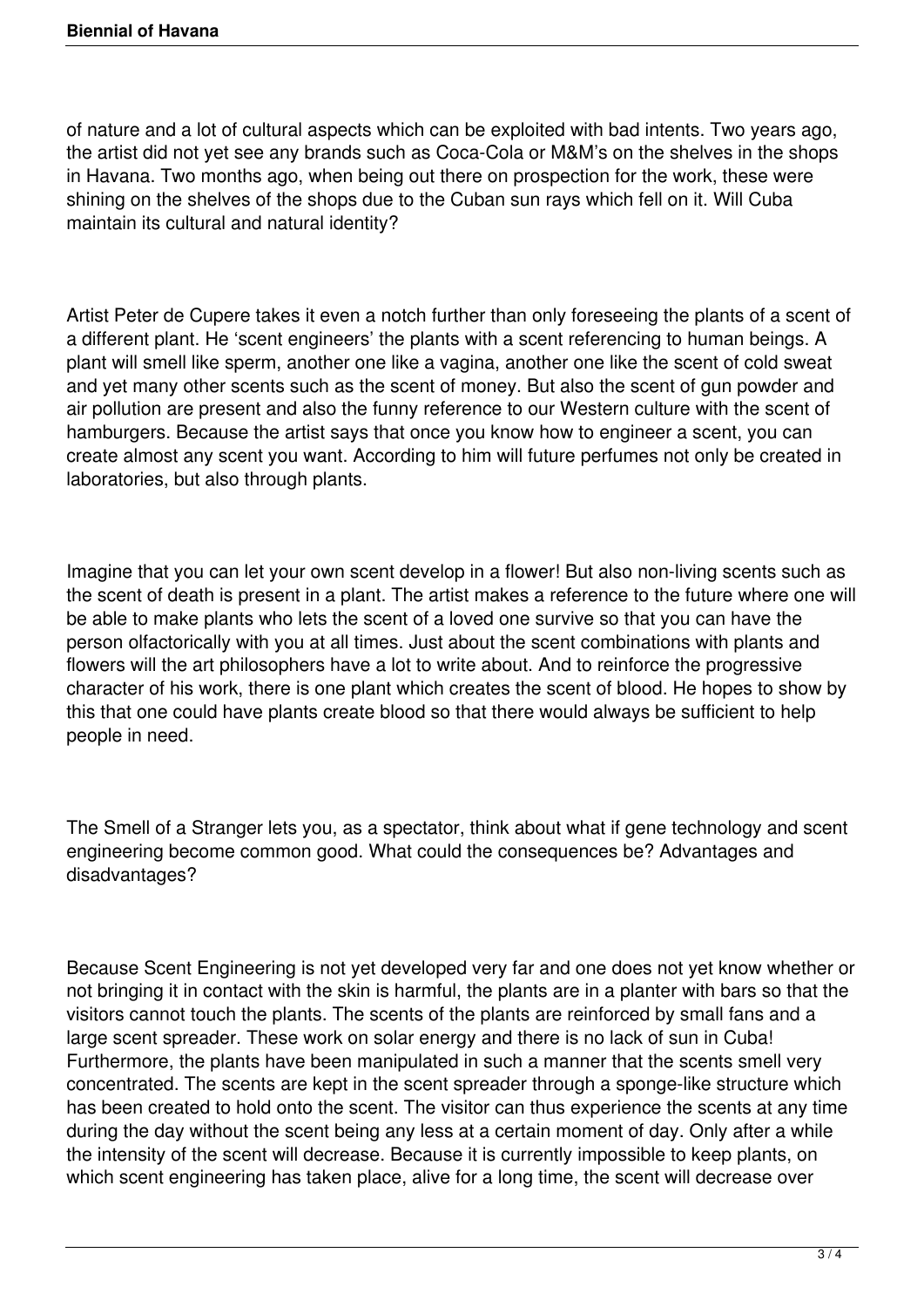of nature and a lot of cultural aspects which can be exploited with bad intents. Two years ago, the artist did not yet see any brands such as Coca-Cola or M&M's on the shelves in the shops in Havana. Two months ago, when being out there on prospection for the work, these were shining on the shelves of the shops due to the Cuban sun rays which fell on it. Will Cuba maintain its cultural and natural identity?

Artist Peter de Cupere takes it even a notch further than only foreseeing the plants of a scent of a different plant. He 'scent engineers' the plants with a scent referencing to human beings. A plant will smell like sperm, another one like a vagina, another one like the scent of cold sweat and yet many other scents such as the scent of money. But also the scent of gun powder and air pollution are present and also the funny reference to our Western culture with the scent of hamburgers. Because the artist says that once you know how to engineer a scent, you can create almost any scent you want. According to him will future perfumes not only be created in laboratories, but also through plants.

Imagine that you can let your own scent develop in a flower! But also non-living scents such as the scent of death is present in a plant. The artist makes a reference to the future where one will be able to make plants who lets the scent of a loved one survive so that you can have the person olfactorically with you at all times. Just about the scent combinations with plants and flowers will the art philosophers have a lot to write about. And to reinforce the progressive character of his work, there is one plant which creates the scent of blood. He hopes to show by this that one could have plants create blood so that there would always be sufficient to help people in need.

The Smell of a Stranger lets you, as a spectator, think about what if gene technology and scent engineering become common good. What could the consequences be? Advantages and disadvantages?

Because Scent Engineering is not yet developed very far and one does not yet know whether or not bringing it in contact with the skin is harmful, the plants are in a planter with bars so that the visitors cannot touch the plants. The scents of the plants are reinforced by small fans and a large scent spreader. These work on solar energy and there is no lack of sun in Cuba! Furthermore, the plants have been manipulated in such a manner that the scents smell very concentrated. The scents are kept in the scent spreader through a sponge-like structure which has been created to hold onto the scent. The visitor can thus experience the scents at any time during the day without the scent being any less at a certain moment of day. Only after a while the intensity of the scent will decrease. Because it is currently impossible to keep plants, on which scent engineering has taken place, alive for a long time, the scent will decrease over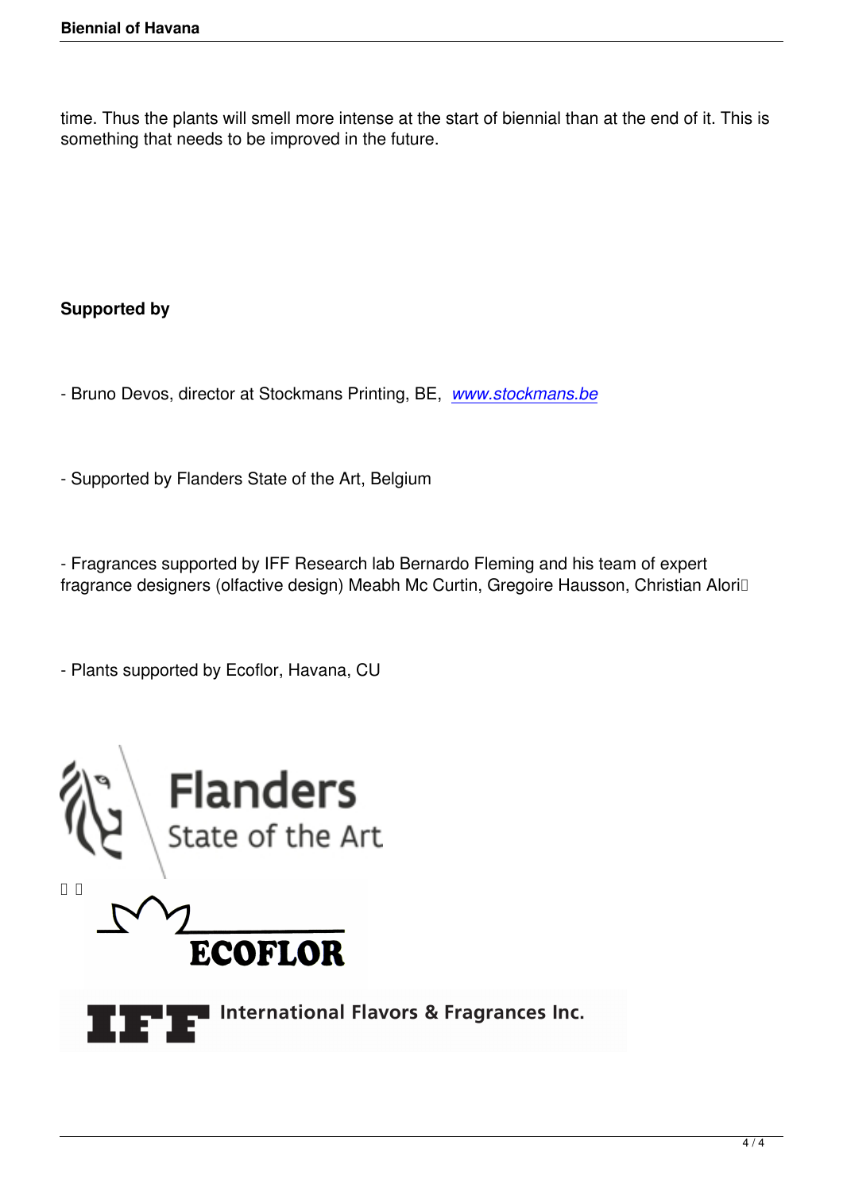time. Thus the plants will smell more intense at the start of biennial than at the end of it. This is something that needs to be improved in the future.

**Supported by**

- Bruno Devos, director at Stockmans Printing, BE, *www.stockmans.be*

- Supported by Flanders State of the Art, Belgium

- Fragrances supported by IFF Research lab Bernardo Fleming and his team of expert fragrance designers (olfactive design) Meabh Mc Curtin, Gregoire Hausson, Christian Alori

- Plants supported by Ecoflor, Havana, CU